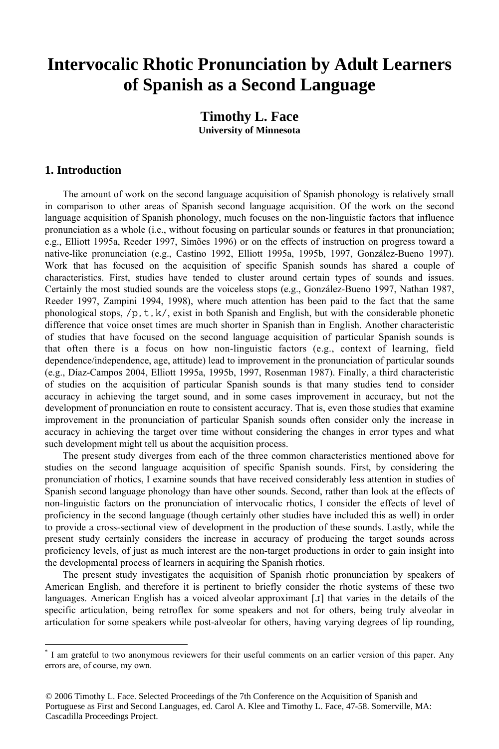# Intervocalic Rhotic Pronunciation by Adult Learners of Spanish as a Second Language

**Timothy L. Face**
**University of Minnesota**

## 1. Introduction

The amount of work on the second language acquisition of Spanish phonology is relatively small in comparison to other areas of Spanish second language acquisition. Of the work on the second language acquisition of Spanish phonology, much focuses on the non-linguistic factors that influence pronunciation as a whole (i.e., without focusing on particular sounds or features in that pronunciation; e.g., Elliott 1995a, Reeder 1997, Simões 1996) or on the effects of instruction on progress toward a native-like pronunciation (e.g., Castino 1992, Elliott 1995a, 1995b, 1997, González-Bueno 1997). Work that has focused on the acquisition of specific Spanish sounds has shared a couple of characteristics. First, studies have tended to cluster around certain types of sounds and issues. Certainly the most studied sounds are the voiceless stops (e.g., González-Bueno 1997, Nathan 1987, Reeder 1997, Zampini 1994, 1998), where much attention has been paid to the fact that the same phonological stops, /p, t, k/, exist in both Spanish and English, but with the considerable phonetic difference that voice onset times are much shorter in Spanish than in English. Another characteristic of studies that have focused on the second language acquisition of particular Spanish sounds is that often there is a focus on how non-linguistic factors (e.g., context of learning, field dependence/independence, age, attitude) lead to improvement in the pronunciation of particular sounds (e.g., Díaz-Campos 2004, Elliott 1995a, 1995b, 1997, Rosenman 1987). Finally, a third characteristic of studies on the acquisition of particular Spanish sounds is that many studies tend to consider accuracy in achieving the target sound, and in some cases improvement in accuracy, but not the development of pronunciation en route to consistent accuracy. That is, even those studies that examine improvement in the pronunciation of particular Spanish sounds often consider only the increase in accuracy in achieving the target over time without considering the changes in error types and what such development might tell us about the acquisition process.

The present study diverges from each of the three common characteristics mentioned above for studies on the second language acquisition of specific Spanish sounds. First, by considering the pronunciation of rhotics, I examine sounds that have received considerably less attention in studies of Spanish second language phonology than have other sounds. Second, rather than look at the effects of non-linguistic factors on the pronunciation of intervocalic rhotics, I consider the effects of level of proficiency in the second language (though certainly other studies have included this as well) in order to provide a cross-sectional view of development in the production of these sounds. Lastly, while the present study certainly considers the increase in accuracy of producing the target sounds across proficiency levels, of just as much interest are the non-target productions in order to gain insight into the developmental process of learners in acquiring the Spanish rhotics.

The present study investigates the acquisition of Spanish rhotic pronunciation by speakers of American English, and therefore it is pertinent to briefly consider the rhotic systems of these two languages. American English has a voiced alveolar approximant [ɹ] that varies in the details of the specific articulation, being retroflex for some speakers and not for others, being truly alveolar in articulation for some speakers while post-alveolar for others, having varying degrees of lip rounding,

---

* I am grateful to two anonymous reviewers for their useful comments on an earlier version of this paper. Any errors are, of course, my own.

© 2006 Timothy L. Face. Selected Proceedings of the 7th Conference on the Acquisition of Spanish and Portuguese as First and Second Languages, ed. Carol A. Klee and Timothy L. Face, 47-58. Somerville, MA: Cascadilla Proceedings Project.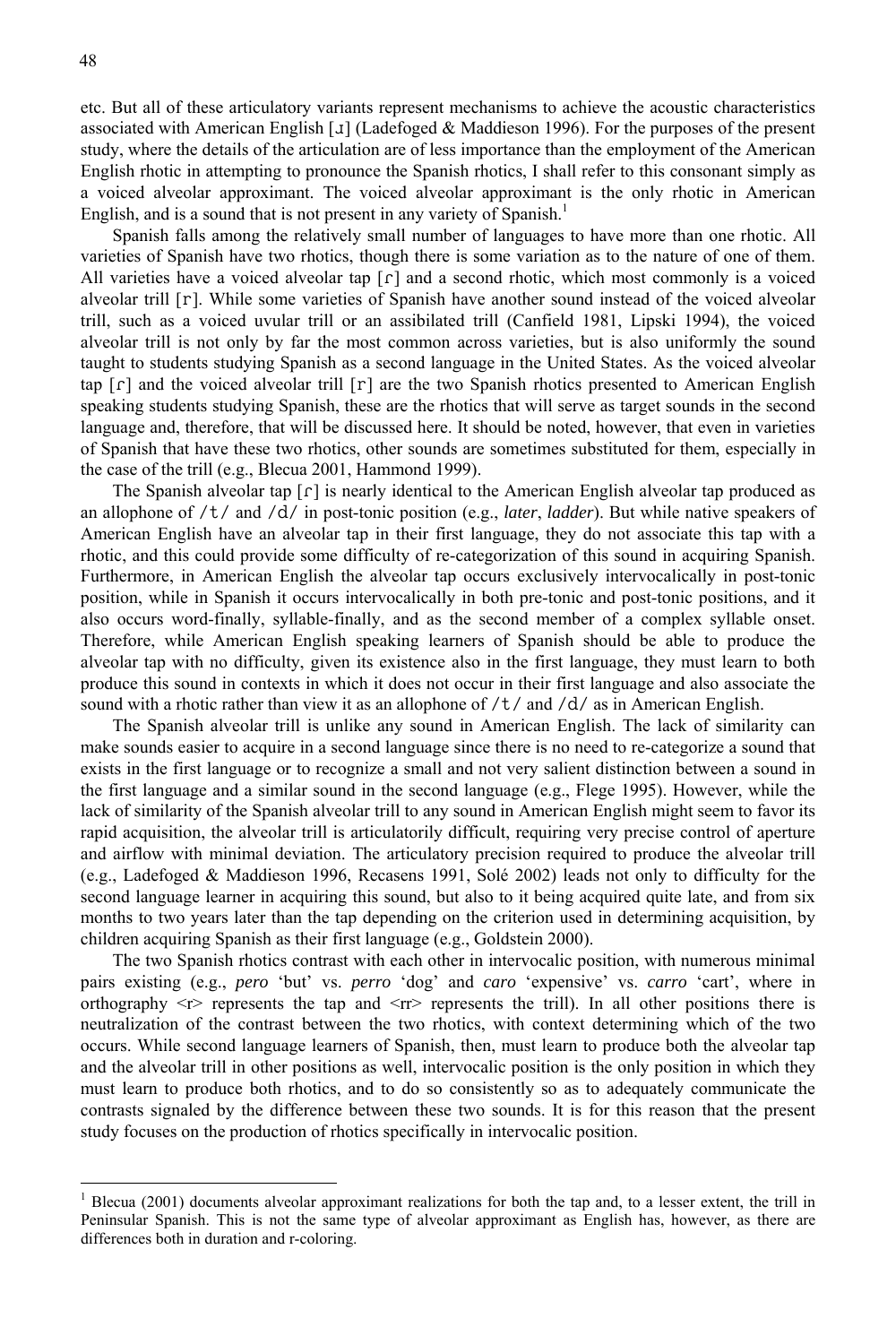etc. But all of these articulatory variants represent mechanisms to achieve the acoustic characteristics associated with American English [ɹ] (Ladefoged & Maddieson 1996). For the purposes of the present study, where the details of the articulation are of less importance than the employment of the American English rhotic in attempting to pronounce the Spanish rhotics, I shall refer to this consonant simply as a voiced alveolar approximant. The voiced alveolar approximant is the only rhotic in American English, and is a sound that is not present in any variety of Spanish.[1]

Spanish falls among the relatively small number of languages to have more than one rhotic. All varieties of Spanish have two rhotics, though there is some variation as to the nature of one of them. All varieties have a voiced alveolar tap [ɾ] and a second rhotic, which most commonly is a voiced alveolar trill [r]. While some varieties of Spanish have another sound instead of the voiced alveolar trill, such as a voiced uvular trill or an assibilated trill (Canfield 1981, Lipski 1994), the voiced alveolar trill is not only by far the most common across varieties, but is also uniformly the sound taught to students studying Spanish as a second language in the United States. As the voiced alveolar tap [ɾ] and the voiced alveolar trill [r] are the two Spanish rhotics presented to American English speaking students studying Spanish, these are the rhotics that will serve as target sounds in the second language and, therefore, that will be discussed here. It should be noted, however, that even in varieties of Spanish that have these two rhotics, other sounds are sometimes substituted for them, especially in the case of the trill (e.g., Blecua 2001, Hammond 1999).

The Spanish alveolar tap [ɾ] is nearly identical to the American English alveolar tap produced as an allophone of /t/ and /d/ in post-tonic position (e.g., *later*, *ladder*). But while native speakers of American English have an alveolar tap in their first language, they do not associate this tap with a rhotic, and this could provide some difficulty of re-categorization of this sound in acquiring Spanish. Furthermore, in American English the alveolar tap occurs exclusively intervocalically in post-tonic position, while in Spanish it occurs intervocalically in both pre-tonic and post-tonic positions, and it also occurs word-finally, syllable-finally, and as the second member of a complex syllable onset. Therefore, while American English speaking learners of Spanish should be able to produce the alveolar tap with no difficulty, given its existence also in the first language, they must learn to both produce this sound in contexts in which it does not occur in their first language and also associate the sound with a rhotic rather than view it as an allophone of /t/ and /d/ as in American English.

The Spanish alveolar trill is unlike any sound in American English. The lack of similarity can make sounds easier to acquire in a second language since there is no need to re-categorize a sound that exists in the first language or to recognize a small and not very salient distinction between a sound in the first language and a similar sound in the second language (e.g., Flege 1995). However, while the lack of similarity of the Spanish alveolar trill to any sound in American English might seem to favor its rapid acquisition, the alveolar trill is articulatorily difficult, requiring very precise control of aperture and airflow with minimal deviation. The articulatory precision required to produce the alveolar trill (e.g., Ladefoged & Maddieson 1996, Recasens 1991, Solé 2002) leads not only to difficulty for the second language learner in acquiring this sound, but also to it being acquired quite late, and from six months to two years later than the tap depending on the criterion used in determining acquisition, by children acquiring Spanish as their first language (e.g., Goldstein 2000).

The two Spanish rhotics contrast with each other in intervocalic position, with numerous minimal pairs existing (e.g., *pero* 'but' vs. *perro* 'dog' and *caro* 'expensive' vs. *carro* 'cart', where in orthography <r> represents the tap and <rr> represents the trill). In all other positions there is neutralization of the contrast between the two rhotics, with context determining which of the two occurs. While second language learners of Spanish, then, must learn to produce both the alveolar tap and the alveolar trill in other positions as well, intervocalic position is the only position in which they must learn to produce both rhotics, and to do so consistently so as to adequately communicate the contrasts signaled by the difference between these two sounds. It is for this reason that the present study focuses on the production of rhotics specifically in intervocalic position.

---

[1] Blecua (2001) documents alveolar approximant realizations for both the tap and, to a lesser extent, the trill in Peninsular Spanish. This is not the same type of alveolar approximant as English has, however, as there are differences both in duration and r-coloring.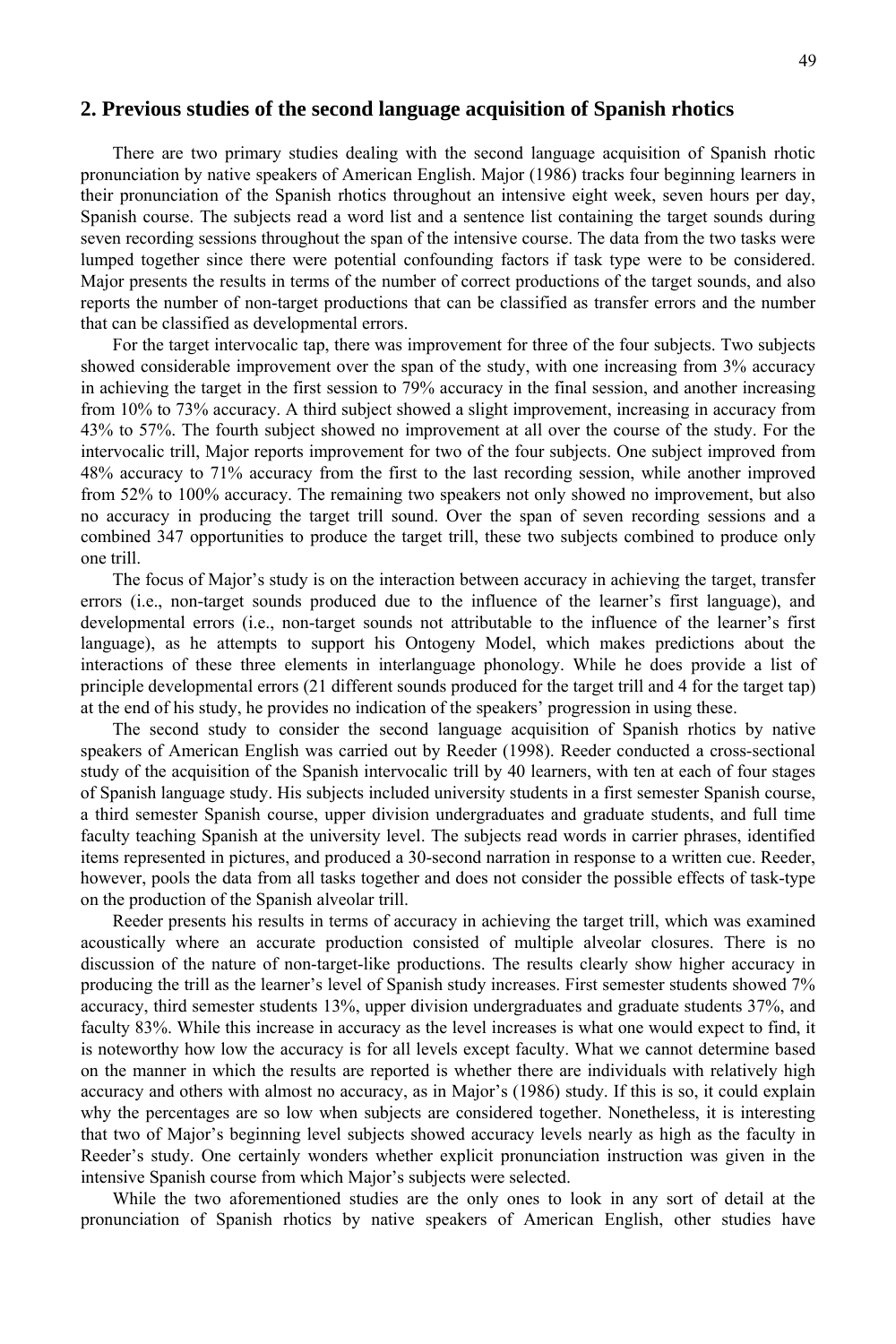## 2. Previous studies of the second language acquisition of Spanish rhotics

There are two primary studies dealing with the second language acquisition of Spanish rhotic pronunciation by native speakers of American English. Major (1986) tracks four beginning learners in their pronunciation of the Spanish rhotics throughout an intensive eight week, seven hours per day, Spanish course. The subjects read a word list and a sentence list containing the target sounds during seven recording sessions throughout the span of the intensive course. The data from the two tasks were lumped together since there were potential confounding factors if task type were to be considered. Major presents the results in terms of the number of correct productions of the target sounds, and also reports the number of non-target productions that can be classified as transfer errors and the number that can be classified as developmental errors.

For the target intervocalic tap, there was improvement for three of the four subjects. Two subjects showed considerable improvement over the span of the study, with one increasing from 3% accuracy in achieving the target in the first session to 79% accuracy in the final session, and another increasing from 10% to 73% accuracy. A third subject showed a slight improvement, increasing in accuracy from 43% to 57%. The fourth subject showed no improvement at all over the course of the study. For the intervocalic trill, Major reports improvement for two of the four subjects. One subject improved from 48% accuracy to 71% accuracy from the first to the last recording session, while another improved from 52% to 100% accuracy. The remaining two speakers not only showed no improvement, but also no accuracy in producing the target trill sound. Over the span of seven recording sessions and a combined 347 opportunities to produce the target trill, these two subjects combined to produce only one trill.

The focus of Major's study is on the interaction between accuracy in achieving the target, transfer errors (i.e., non-target sounds produced due to the influence of the learner's first language), and developmental errors (i.e., non-target sounds not attributable to the influence of the learner's first language), as he attempts to support his Ontogeny Model, which makes predictions about the interactions of these three elements in interlanguage phonology. While he does provide a list of principle developmental errors (21 different sounds produced for the target trill and 4 for the target tap) at the end of his study, he provides no indication of the speakers' progression in using these.

The second study to consider the second language acquisition of Spanish rhotics by native speakers of American English was carried out by Reeder (1998). Reeder conducted a cross-sectional study of the acquisition of the Spanish intervocalic trill by 40 learners, with ten at each of four stages of Spanish language study. His subjects included university students in a first semester Spanish course, a third semester Spanish course, upper division undergraduates and graduate students, and full time faculty teaching Spanish at the university level. The subjects read words in carrier phrases, identified items represented in pictures, and produced a 30-second narration in response to a written cue. Reeder, however, pools the data from all tasks together and does not consider the possible effects of task-type on the production of the Spanish alveolar trill.

Reeder presents his results in terms of accuracy in achieving the target trill, which was examined acoustically where an accurate production consisted of multiple alveolar closures. There is no discussion of the nature of non-target-like productions. The results clearly show higher accuracy in producing the trill as the learner's level of Spanish study increases. First semester students showed 7% accuracy, third semester students 13%, upper division undergraduates and graduate students 37%, and faculty 83%. While this increase in accuracy as the level increases is what one would expect to find, it is noteworthy how low the accuracy is for all levels except faculty. What we cannot determine based on the manner in which the results are reported is whether there are individuals with relatively high accuracy and others with almost no accuracy, as in Major's (1986) study. If this is so, it could explain why the percentages are so low when subjects are considered together. Nonetheless, it is interesting that two of Major's beginning level subjects showed accuracy levels nearly as high as the faculty in Reeder's study. One certainly wonders whether explicit pronunciation instruction was given in the intensive Spanish course from which Major's subjects were selected.

While the two aforementioned studies are the only ones to look in any sort of detail at the pronunciation of Spanish rhotics by native speakers of American English, other studies have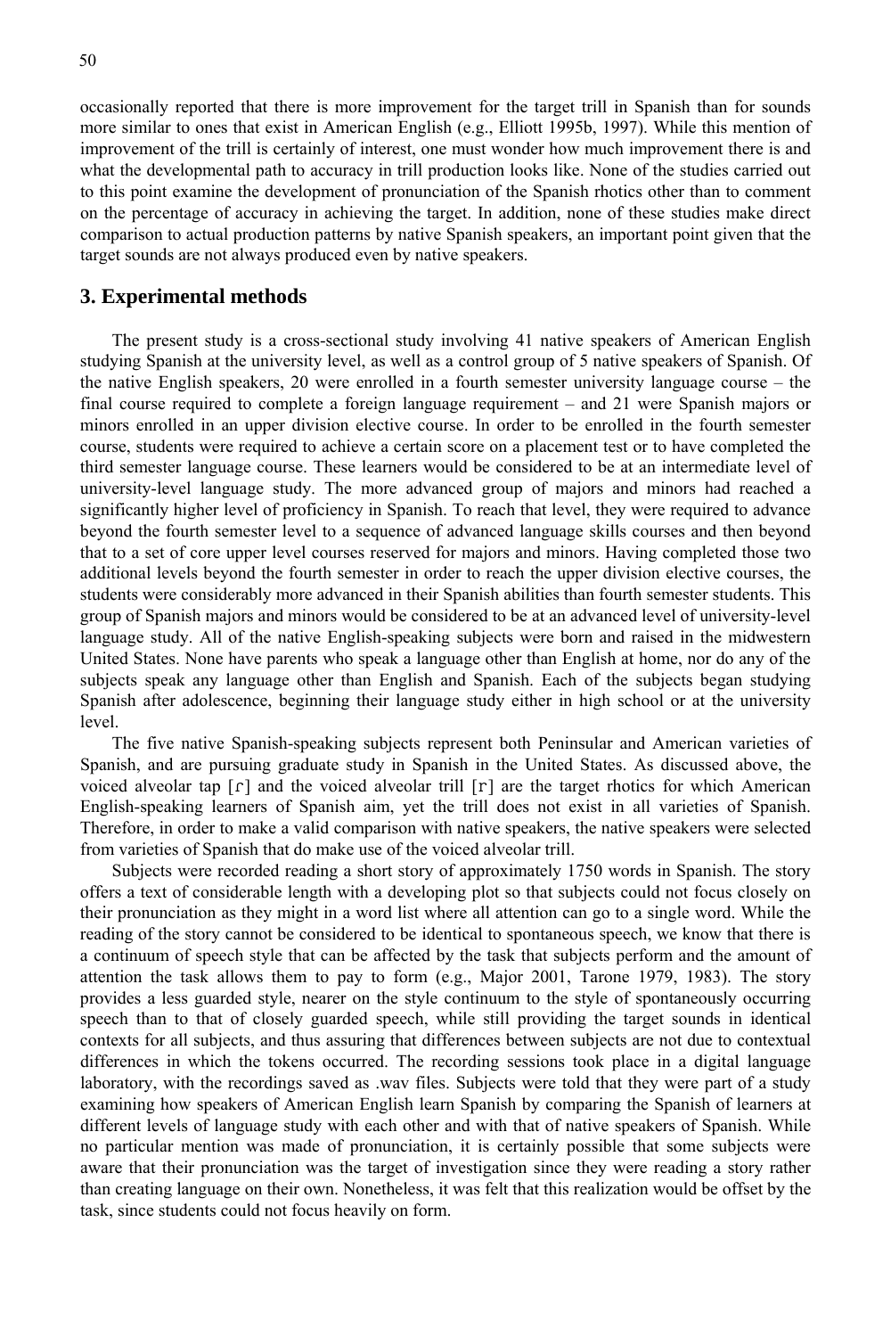occasionally reported that there is more improvement for the target trill in Spanish than for sounds more similar to ones that exist in American English (e.g., Elliott 1995b, 1997). While this mention of improvement of the trill is certainly of interest, one must wonder how much improvement there is and what the developmental path to accuracy in trill production looks like. None of the studies carried out to this point examine the development of pronunciation of the Spanish rhotics other than to comment on the percentage of accuracy in achieving the target. In addition, none of these studies make direct comparison to actual production patterns by native Spanish speakers, an important point given that the target sounds are not always produced even by native speakers.

## 3. Experimental methods

The present study is a cross-sectional study involving 41 native speakers of American English studying Spanish at the university level, as well as a control group of 5 native speakers of Spanish. Of the native English speakers, 20 were enrolled in a fourth semester university language course – the final course required to complete a foreign language requirement – and 21 were Spanish majors or minors enrolled in an upper division elective course. In order to be enrolled in the fourth semester course, students were required to achieve a certain score on a placement test or to have completed the third semester language course. These learners would be considered to be at an intermediate level of university-level language study. The more advanced group of majors and minors had reached a significantly higher level of proficiency in Spanish. To reach that level, they were required to advance beyond the fourth semester level to a sequence of advanced language skills courses and then beyond that to a set of core upper level courses reserved for majors and minors. Having completed those two additional levels beyond the fourth semester in order to reach the upper division elective courses, the students were considerably more advanced in their Spanish abilities than fourth semester students. This group of Spanish majors and minors would be considered to be at an advanced level of university-level language study. All of the native English-speaking subjects were born and raised in the midwestern United States. None have parents who speak a language other than English at home, nor do any of the subjects speak any language other than English and Spanish. Each of the subjects began studying Spanish after adolescence, beginning their language study either in high school or at the university level.

The five native Spanish-speaking subjects represent both Peninsular and American varieties of Spanish, and are pursuing graduate study in Spanish in the United States. As discussed above, the voiced alveolar tap [ɾ] and the voiced alveolar trill [r] are the target rhotics for which American English-speaking learners of Spanish aim, yet the trill does not exist in all varieties of Spanish. Therefore, in order to make a valid comparison with native speakers, the native speakers were selected from varieties of Spanish that do make use of the voiced alveolar trill.

Subjects were recorded reading a short story of approximately 1750 words in Spanish. The story offers a text of considerable length with a developing plot so that subjects could not focus closely on their pronunciation as they might in a word list where all attention can go to a single word. While the reading of the story cannot be considered to be identical to spontaneous speech, we know that there is a continuum of speech style that can be affected by the task that subjects perform and the amount of attention the task allows them to pay to form (e.g., Major 2001, Tarone 1979, 1983). The story provides a less guarded style, nearer on the style continuum to the style of spontaneously occurring speech than to that of closely guarded speech, while still providing the target sounds in identical contexts for all subjects, and thus assuring that differences between subjects are not due to contextual differences in which the tokens occurred. The recording sessions took place in a digital language laboratory, with the recordings saved as .wav files. Subjects were told that they were part of a study examining how speakers of American English learn Spanish by comparing the Spanish of learners at different levels of language study with each other and with that of native speakers of Spanish. While no particular mention was made of pronunciation, it is certainly possible that some subjects were aware that their pronunciation was the target of investigation since they were reading a story rather than creating language on their own. Nonetheless, it was felt that this realization would be offset by the task, since students could not focus heavily on form.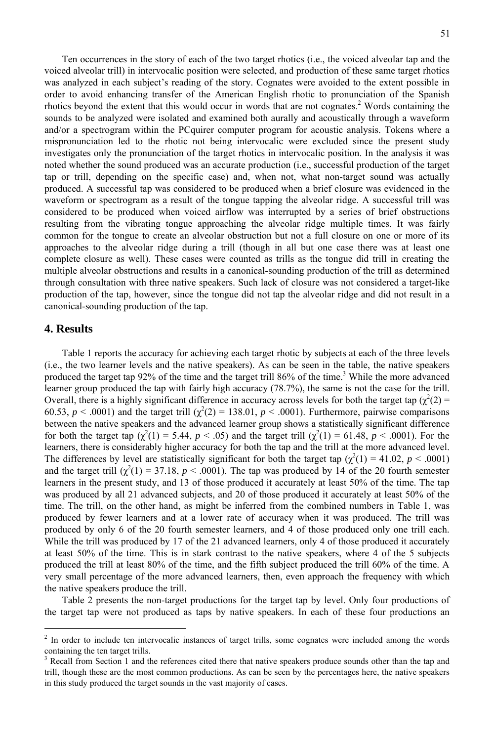Ten occurrences in the story of each of the two target rhotics (i.e., the voiced alveolar tap and the voiced alveolar trill) in intervocalic position were selected, and production of these same target rhotics was analyzed in each subject's reading of the story. Cognates were avoided to the extent possible in order to avoid enhancing transfer of the American English rhotic to pronunciation of the Spanish rhotics beyond the extent that this would occur in words that are not cognates.[2] Words containing the sounds to be analyzed were isolated and examined both aurally and acoustically through a waveform and/or a spectrogram within the PCquirer computer program for acoustic analysis. Tokens where a mispronunciation led to the rhotic not being intervocalic were excluded since the present study investigates only the pronunciation of the target rhotics in intervocalic position. In the analysis it was noted whether the sound produced was an accurate production (i.e., successful production of the target tap or trill, depending on the specific case) and, when not, what non-target sound was actually produced. A successful tap was considered to be produced when a brief closure was evidenced in the waveform or spectrogram as a result of the tongue tapping the alveolar ridge. A successful trill was considered to be produced when voiced airflow was interrupted by a series of brief obstructions resulting from the vibrating tongue approaching the alveolar ridge multiple times. It was fairly common for the tongue to create an alveolar obstruction but not a full closure on one or more of its approaches to the alveolar ridge during a trill (though in all but one case there was at least one complete closure as well). These cases were counted as trills as the tongue did trill in creating the multiple alveolar obstructions and results in a canonical-sounding production of the trill as determined through consultation with three native speakers. Such lack of closure was not considered a target-like production of the tap, however, since the tongue did not tap the alveolar ridge and did not result in a canonical-sounding production of the tap.

## 4. Results

Table 1 reports the accuracy for achieving each target rhotic by subjects at each of the three levels (i.e., the two learner levels and the native speakers). As can be seen in the table, the native speakers produced the target tap 92% of the time and the target trill 86% of the time.[3] While the more advanced learner group produced the tap with fairly high accuracy (78.7%), the same is not the case for the trill. Overall, there is a highly significant difference in accuracy across levels for both the target tap ($\chi^2(2) = 60.53$, $p < .0001$) and the target trill ($\chi^2(2) = 138.01$, $p < .0001$). Furthermore, pairwise comparisons between the native speakers and the advanced learner group shows a statistically significant difference for both the target tap ($\chi^2(1) = 5.44$, $p < .05$) and the target trill ($\chi^2(1) = 61.48$, $p < .0001$). For the learners, there is considerably higher accuracy for both the tap and the trill at the more advanced level. The differences by level are statistically significant for both the target tap ($\chi^2(1) = 41.02$, $p < .0001$) and the target trill ($\chi^2(1) = 37.18$, $p < .0001$). The tap was produced by 14 of the 20 fourth semester learners in the present study, and 13 of those produced it accurately at least 50% of the time. The tap was produced by all 21 advanced subjects, and 20 of those produced it accurately at least 50% of the time. The trill, on the other hand, as might be inferred from the combined numbers in Table 1, was produced by fewer learners and at a lower rate of accuracy when it was produced. The trill was produced by only 6 of the 20 fourth semester learners, and 4 of those produced only one trill each. While the trill was produced by 17 of the 21 advanced learners, only 4 of those produced it accurately at least 50% of the time. This is in stark contrast to the native speakers, where 4 of the 5 subjects produced the trill at least 80% of the time, and the fifth subject produced the trill 60% of the time. A very small percentage of the more advanced learners, then, even approach the frequency with which the native speakers produce the trill.

Table 2 presents the non-target productions for the target tap by level. Only four productions of the target tap were not produced as taps by native speakers. In each of these four productions an

[2] In order to include ten intervocalic instances of target trills, some cognates were included among the words containing the ten target trills.

[3] Recall from Section 1 and the references cited there that native speakers produce sounds other than the tap and trill, though these are the most common productions. As can be seen by the percentages here, the native speakers in this study produced the target sounds in the vast majority of cases.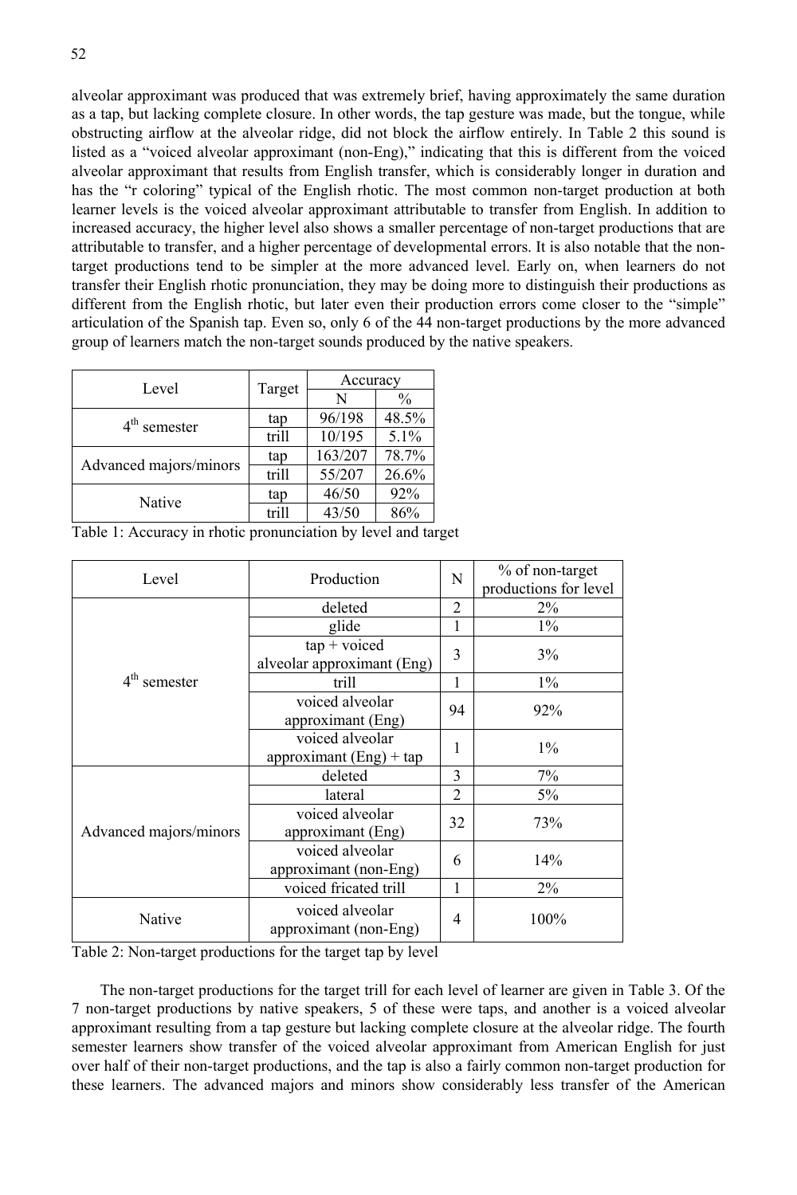alveolar approximant was produced that was extremely brief, having approximately the same duration as a tap, but lacking complete closure. In other words, the tap gesture was made, but the tongue, while obstructing airflow at the alveolar ridge, did not block the airflow entirely. In Table 2 this sound is listed as a "voiced alveolar approximant (non-Eng)," indicating that this is different from the voiced alveolar approximant that results from English transfer, which is considerably longer in duration and has the "r coloring" typical of the English rhotic. The most common non-target production at both learner levels is the voiced alveolar approximant attributable to transfer from English. In addition to increased accuracy, the higher level also shows a smaller percentage of non-target productions that are attributable to transfer, and a higher percentage of developmental errors. It is also notable that the non-target productions tend to be simpler at the more advanced level. Early on, when learners do not transfer their English rhotic pronunciation, they may be doing more to distinguish their productions as different from the English rhotic, but later even their production errors come closer to the "simple" articulation of the Spanish tap. Even so, only 6 of the 44 non-target productions by the more advanced group of learners match the non-target sounds produced by the native speakers.

| Level | Target | Accuracy | |
|---|---|---|---|
| | | N | % |
| 4th semester | tap | 96/198 | 48.5% |
| | trill | 10/195 | 5.1% |
| Advanced majors/minors | tap | 163/207 | 78.7% |
| | trill | 55/207 | 26.6% |
| Native | tap | 46/50 | 92% |
| | trill | 43/50 | 86% |

Table 1: Accuracy in rhotic pronunciation by level and target

| Level | Production | N | % of non-target productions for level |
|---|---|---|---|
| 4th semester | deleted | 2 | 2% |
| | glide | 1 | 1% |
| | tap + voiced alveolar approximant (Eng) | 3 | 3% |
| | trill | 1 | 1% |
| | voiced alveolar approximant (Eng) | 94 | 92% |
| | voiced alveolar approximant (Eng) + tap | 1 | 1% |
| Advanced majors/minors | deleted | 3 | 7% |
| | lateral | 2 | 5% |
| | voiced alveolar approximant (Eng) | 32 | 73% |
| | voiced alveolar approximant (non-Eng) | 6 | 14% |
| | voiced fricated trill | 1 | 2% |
| Native | voiced alveolar approximant (non-Eng) | 4 | 100% |

Table 2: Non-target productions for the target tap by level

The non-target productions for the target trill for each level of learner are given in Table 3. Of the 7 non-target productions by native speakers, 5 of these were taps, and another is a voiced alveolar approximant resulting from a tap gesture but lacking complete closure at the alveolar ridge. The fourth semester learners show transfer of the voiced alveolar approximant from American English for just over half of their non-target productions, and the tap is also a fairly common non-target production for these learners. The advanced majors and minors show considerably less transfer of the American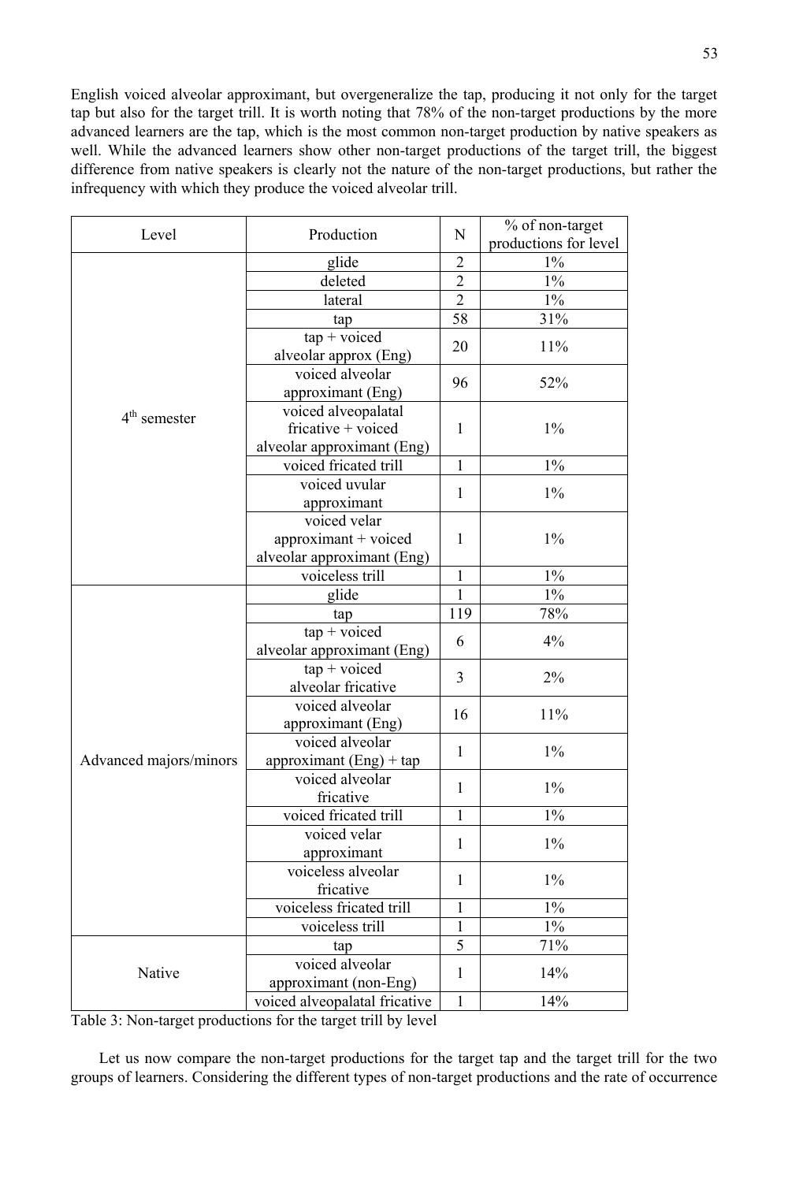English voiced alveolar approximant, but overgeneralize the tap, producing it not only for the target tap but also for the target trill. It is worth noting that 78% of the non-target productions by the more advanced learners are the tap, which is the most common non-target production by native speakers as well. While the advanced learners show other non-target productions of the target trill, the biggest difference from native speakers is clearly not the nature of the non-target productions, but rather the infrequency with which they produce the voiced alveolar trill.

| Level | Production | N | % of non-target productions for level |
|---|---|---|---|
| 4th semester | glide | 2 | 1% |
| | deleted | 2 | 1% |
| | lateral | 2 | 1% |
| | tap | 58 | 31% |
| | tap + voiced alveolar approx (Eng) | 20 | 11% |
| | voiced alveolar approximant (Eng) | 96 | 52% |
| | voiced alveopalatal fricative + voiced alveolar approximant (Eng) | 1 | 1% |
| | voiced fricated trill | 1 | 1% |
| | voiced uvular approximant | 1 | 1% |
| | voiced velar approximant + voiced alveolar approximant (Eng) | 1 | 1% |
| | voiceless trill | 1 | 1% |
| Advanced majors/minors | glide | 1 | 1% |
| | tap | 119 | 78% |
| | tap + voiced alveolar approximant (Eng) | 6 | 4% |
| | tap + voiced alveolar fricative | 3 | 2% |
| | voiced alveolar approximant (Eng) | 16 | 11% |
| | voiced alveolar approximant (Eng) + tap | 1 | 1% |
| | voiced alveolar fricative | 1 | 1% |
| | voiced fricated trill | 1 | 1% |
| | voiced velar approximant | 1 | 1% |
| | voiceless alveolar fricative | 1 | 1% |
| | voiceless fricated trill | 1 | 1% |
| | voiceless trill | 1 | 1% |
| Native | tap | 5 | 71% |
| | voiced alveolar approximant (non-Eng) | 1 | 14% |
| | voiced alveopalatal fricative | 1 | 14% |

Table 3: Non-target productions for the target trill by level

Let us now compare the non-target productions for the target tap and the target trill for the two groups of learners. Considering the different types of non-target productions and the rate of occurrence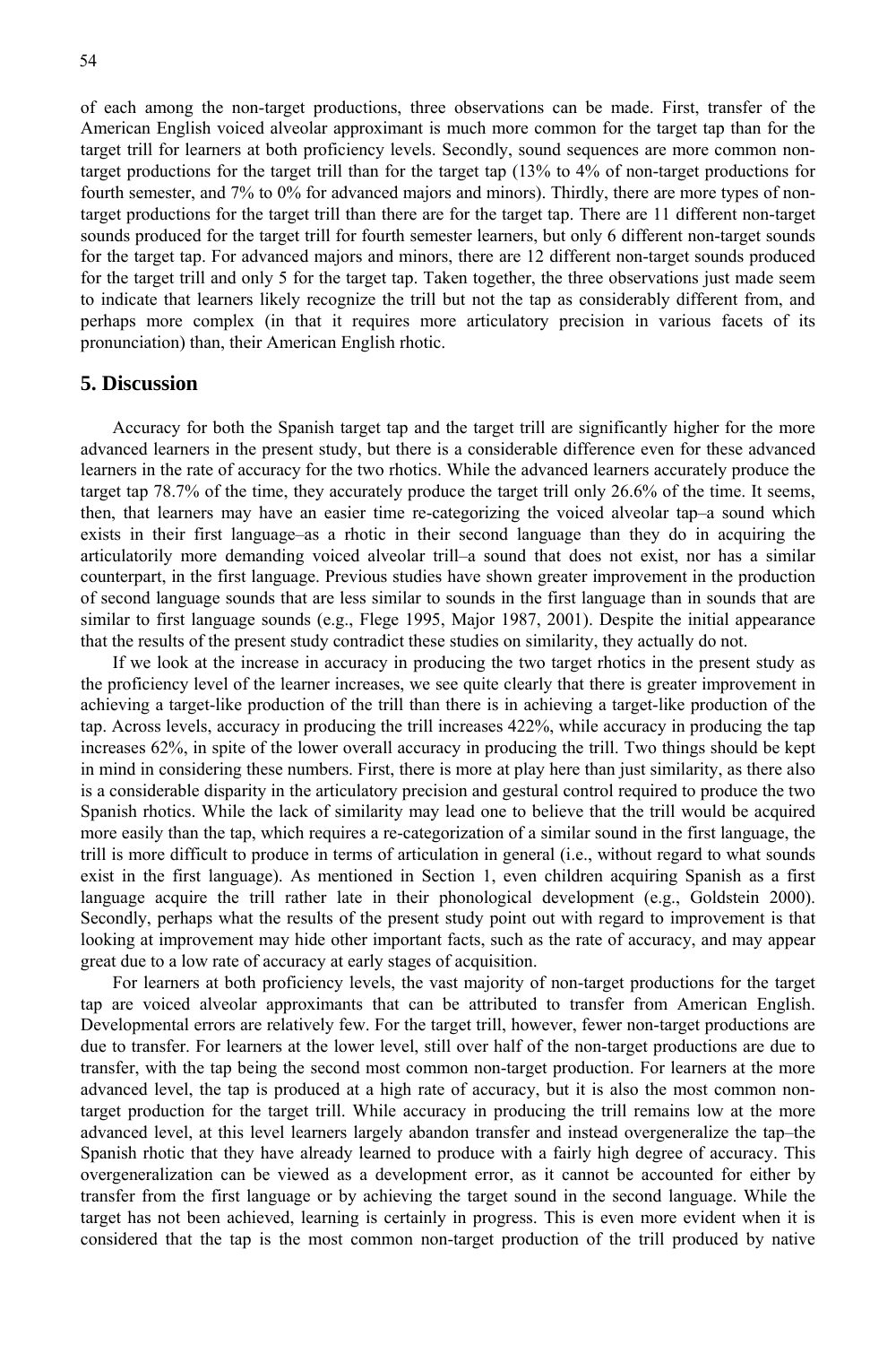of each among the non-target productions, three observations can be made. First, transfer of the American English voiced alveolar approximant is much more common for the target tap than for the target trill for learners at both proficiency levels. Secondly, sound sequences are more common non-target productions for the target trill than for the target tap (13% to 4% of non-target productions for fourth semester, and 7% to 0% for advanced majors and minors). Thirdly, there are more types of non-target productions for the target trill than there are for the target tap. There are 11 different non-target sounds produced for the target trill for fourth semester learners, but only 6 different non-target sounds for the target tap. For advanced majors and minors, there are 12 different non-target sounds produced for the target trill and only 5 for the target tap. Taken together, the three observations just made seem to indicate that learners likely recognize the trill but not the tap as considerably different from, and perhaps more complex (in that it requires more articulatory precision in various facets of its pronunciation) than, their American English rhotic.

## 5. Discussion

Accuracy for both the Spanish target tap and the target trill are significantly higher for the more advanced learners in the present study, but there is a considerable difference even for these advanced learners in the rate of accuracy for the two rhotics. While the advanced learners accurately produce the target tap 78.7% of the time, they accurately produce the target trill only 26.6% of the time. It seems, then, that learners may have an easier time re-categorizing the voiced alveolar tap–a sound which exists in their first language–as a rhotic in their second language than they do in acquiring the articulatorily more demanding voiced alveolar trill–a sound that does not exist, nor has a similar counterpart, in the first language. Previous studies have shown greater improvement in the production of second language sounds that are less similar to sounds in the first language than in sounds that are similar to first language sounds (e.g., Flege 1995, Major 1987, 2001). Despite the initial appearance that the results of the present study contradict these studies on similarity, they actually do not.

If we look at the increase in accuracy in producing the two target rhotics in the present study as the proficiency level of the learner increases, we see quite clearly that there is greater improvement in achieving a target-like production of the trill than there is in achieving a target-like production of the tap. Across levels, accuracy in producing the trill increases 422%, while accuracy in producing the tap increases 62%, in spite of the lower overall accuracy in producing the trill. Two things should be kept in mind in considering these numbers. First, there is more at play here than just similarity, as there also is a considerable disparity in the articulatory precision and gestural control required to produce the two Spanish rhotics. While the lack of similarity may lead one to believe that the trill would be acquired more easily than the tap, which requires a re-categorization of a similar sound in the first language, the trill is more difficult to produce in terms of articulation in general (i.e., without regard to what sounds exist in the first language). As mentioned in Section 1, even children acquiring Spanish as a first language acquire the trill rather late in their phonological development (e.g., Goldstein 2000). Secondly, perhaps what the results of the present study point out with regard to improvement is that looking at improvement may hide other important facts, such as the rate of accuracy, and may appear great due to a low rate of accuracy at early stages of acquisition.

For learners at both proficiency levels, the vast majority of non-target productions for the target tap are voiced alveolar approximants that can be attributed to transfer from American English. Developmental errors are relatively few. For the target trill, however, fewer non-target productions are due to transfer. For learners at the lower level, still over half of the non-target productions are due to transfer, with the tap being the second most common non-target production. For learners at the more advanced level, the tap is produced at a high rate of accuracy, but it is also the most common non-target production for the target trill. While accuracy in producing the trill remains low at the more advanced level, at this level learners largely abandon transfer and instead overgeneralize the tap–the Spanish rhotic that they have already learned to produce with a fairly high degree of accuracy. This overgeneralization can be viewed as a development error, as it cannot be accounted for either by transfer from the first language or by achieving the target sound in the second language. While the target has not been achieved, learning is certainly in progress. This is even more evident when it is considered that the tap is the most common non-target production of the trill produced by native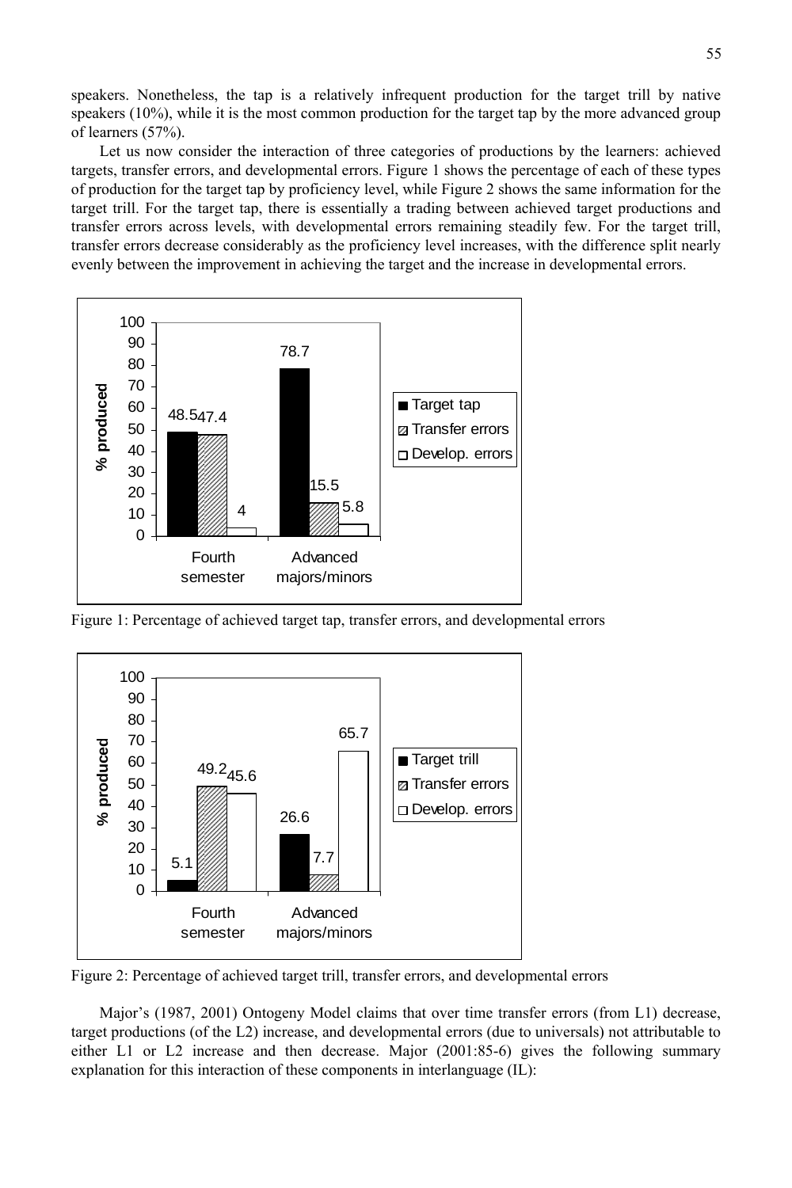speakers. Nonetheless, the tap is a relatively infrequent production for the target trill by native speakers (10%), while it is the most common production for the target tap by the more advanced group of learners (57%).

Let us now consider the interaction of three categories of productions by the learners: achieved targets, transfer errors, and developmental errors. Figure 1 shows the percentage of each of these types of production for the target tap by proficiency level, while Figure 2 shows the same information for the target trill. For the target tap, there is essentially a trading between achieved target productions and transfer errors across levels, with developmental errors remaining steadily few. For the target trill, transfer errors decrease considerably as the proficiency level increases, with the difference split nearly evenly between the improvement in achieving the target and the increase in developmental errors.

| % produced | Target tap | Transfer errors | Develop. errors |
|---|---|---|---|
| Fourth semester | 48.5 | 47.4 | 4 |
| Advanced majors/minors | 78.7 | 15.5 | 5.8 |

Figure 1: Percentage of achieved target tap, transfer errors, and developmental errors

| % produced | Target trill | Transfer errors | Develop. errors |
|---|---|---|---|
| Fourth semester | 5.1 | 49.2 | 45.6 |
| Advanced majors/minors | 26.6 | 7.7 | 65.7 |

Figure 2: Percentage of achieved target trill, transfer errors, and developmental errors

Major's (1987, 2001) Ontogeny Model claims that over time transfer errors (from L1) decrease, target productions (of the L2) increase, and developmental errors (due to universals) not attributable to either L1 or L2 increase and then decrease. Major (2001:85-6) gives the following summary explanation for this interaction of these components in interlanguage (IL):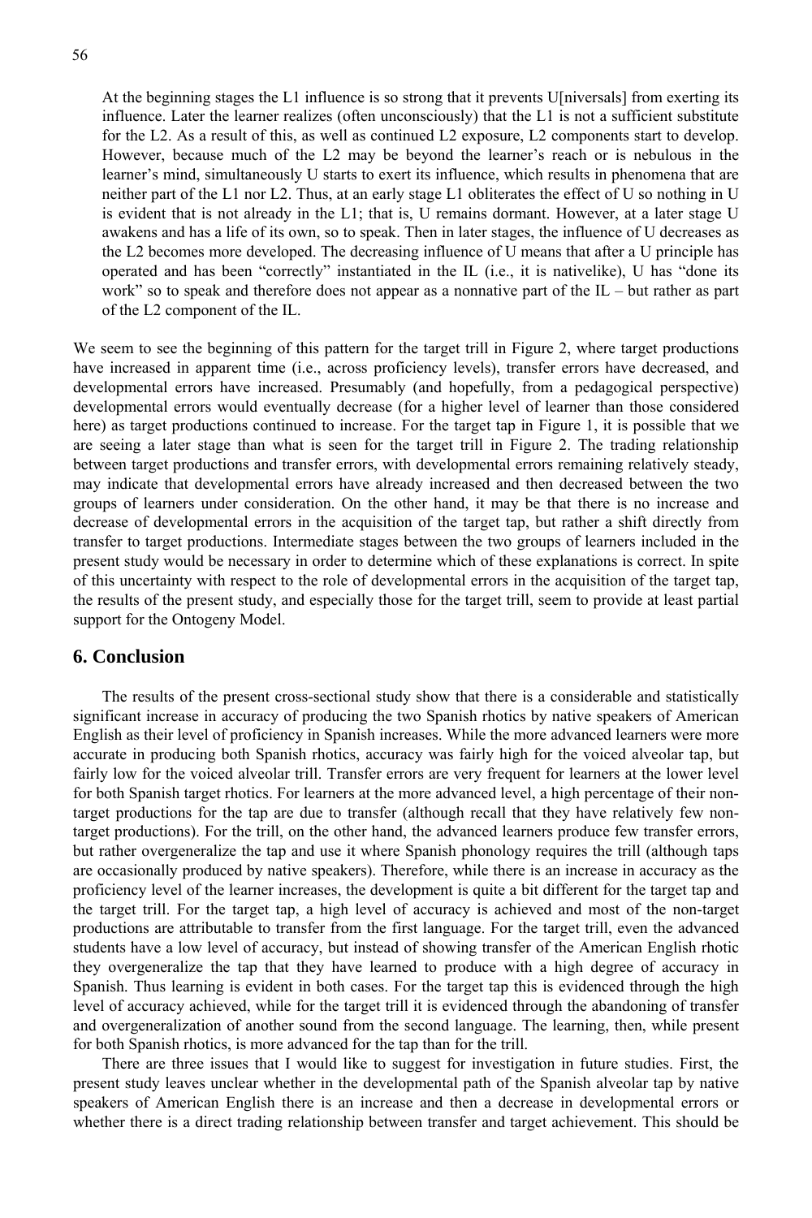> At the beginning stages the L1 influence is so strong that it prevents U[niversals] from exerting its influence. Later the learner realizes (often unconsciously) that the L1 is not a sufficient substitute for the L2. As a result of this, as well as continued L2 exposure, L2 components start to develop. However, because much of the L2 may be beyond the learner's reach or is nebulous in the learner's mind, simultaneously U starts to exert its influence, which results in phenomena that are neither part of the L1 nor L2. Thus, at an early stage L1 obliterates the effect of U so nothing in U is evident that is not already in the L1; that is, U remains dormant. However, at a later stage U awakens and has a life of its own, so to speak. Then in later stages, the influence of U decreases as the L2 becomes more developed. The decreasing influence of U means that after a U principle has operated and has been "correctly" instantiated in the IL (i.e., it is nativelike), U has "done its work" so to speak and therefore does not appear as a nonnative part of the IL – but rather as part of the L2 component of the IL.

We seem to see the beginning of this pattern for the target trill in Figure 2, where target productions have increased in apparent time (i.e., across proficiency levels), transfer errors have decreased, and developmental errors have increased. Presumably (and hopefully, from a pedagogical perspective) developmental errors would eventually decrease (for a higher level of learner than those considered here) as target productions continued to increase. For the target tap in Figure 1, it is possible that we are seeing a later stage than what is seen for the target trill in Figure 2. The trading relationship between target productions and transfer errors, with developmental errors remaining relatively steady, may indicate that developmental errors have already increased and then decreased between the two groups of learners under consideration. On the other hand, it may be that there is no increase and decrease of developmental errors in the acquisition of the target tap, but rather a shift directly from transfer to target productions. Intermediate stages between the two groups of learners included in the present study would be necessary in order to determine which of these explanations is correct. In spite of this uncertainty with respect to the role of developmental errors in the acquisition of the target tap, the results of the present study, and especially those for the target trill, seem to provide at least partial support for the Ontogeny Model.

## 6. Conclusion

The results of the present cross-sectional study show that there is a considerable and statistically significant increase in accuracy of producing the two Spanish rhotics by native speakers of American English as their level of proficiency in Spanish increases. While the more advanced learners were more accurate in producing both Spanish rhotics, accuracy was fairly high for the voiced alveolar tap, but fairly low for the voiced alveolar trill. Transfer errors are very frequent for learners at the lower level for both Spanish target rhotics. For learners at the more advanced level, a high percentage of their non-target productions for the tap are due to transfer (although recall that they have relatively few non-target productions). For the trill, on the other hand, the advanced learners produce few transfer errors, but rather overgeneralize the tap and use it where Spanish phonology requires the trill (although taps are occasionally produced by native speakers). Therefore, while there is an increase in accuracy as the proficiency level of the learner increases, the development is quite a bit different for the target tap and the target trill. For the target tap, a high level of accuracy is achieved and most of the non-target productions are attributable to transfer from the first language. For the target trill, even the advanced students have a low level of accuracy, but instead of showing transfer of the American English rhotic they overgeneralize the tap that they have learned to produce with a high degree of accuracy in Spanish. Thus learning is evident in both cases. For the target tap this is evidenced through the high level of accuracy achieved, while for the target trill it is evidenced through the abandoning of transfer and overgeneralization of another sound from the second language. The learning, then, while present for both Spanish rhotics, is more advanced for the tap than for the trill.

There are three issues that I would like to suggest for investigation in future studies. First, the present study leaves unclear whether in the developmental path of the Spanish alveolar tap by native speakers of American English there is an increase and then a decrease in developmental errors or whether there is a direct trading relationship between transfer and target achievement. This should be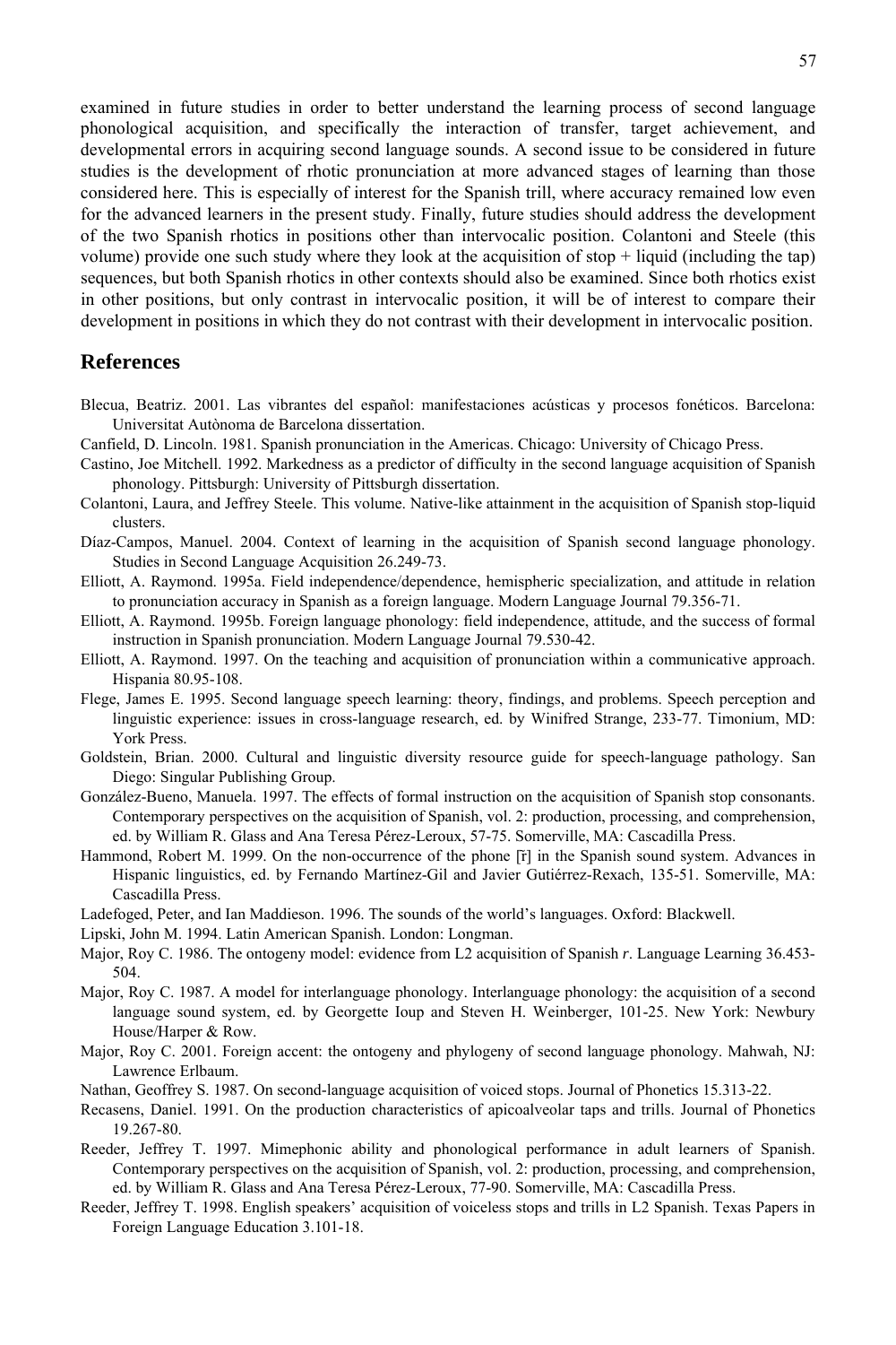examined in future studies in order to better understand the learning process of second language phonological acquisition, and specifically the interaction of transfer, target achievement, and developmental errors in acquiring second language sounds. A second issue to be considered in future studies is the development of rhotic pronunciation at more advanced stages of learning than those considered here. This is especially of interest for the Spanish trill, where accuracy remained low even for the advanced learners in the present study. Finally, future studies should address the development of the two Spanish rhotics in positions other than intervocalic position. Colantoni and Steele (this volume) provide one such study where they look at the acquisition of stop + liquid (including the tap) sequences, but both Spanish rhotics in other contexts should also be examined. Since both rhotics exist in other positions, but only contrast in intervocalic position, it will be of interest to compare their development in positions in which they do not contrast with their development in intervocalic position.

## References

Blecua, Beatriz. 2001. Las vibrantes del español: manifestaciones acústicas y procesos fonéticos. Barcelona: Universitat Autònoma de Barcelona dissertation.

Canfield, D. Lincoln. 1981. Spanish pronunciation in the Americas. Chicago: University of Chicago Press.

Castino, Joe Mitchell. 1992. Markedness as a predictor of difficulty in the second language acquisition of Spanish phonology. Pittsburgh: University of Pittsburgh dissertation.

Colantoni, Laura, and Jeffrey Steele. This volume. Native-like attainment in the acquisition of Spanish stop-liquid clusters.

Díaz-Campos, Manuel. 2004. Context of learning in the acquisition of Spanish second language phonology. Studies in Second Language Acquisition 26.249-73.

Elliott, A. Raymond. 1995a. Field independence/dependence, hemispheric specialization, and attitude in relation to pronunciation accuracy in Spanish as a foreign language. Modern Language Journal 79.356-71.

Elliott, A. Raymond. 1995b. Foreign language phonology: field independence, attitude, and the success of formal instruction in Spanish pronunciation. Modern Language Journal 79.530-42.

Elliott, A. Raymond. 1997. On the teaching and acquisition of pronunciation within a communicative approach. Hispania 80.95-108.

Flege, James E. 1995. Second language speech learning: theory, findings, and problems. Speech perception and linguistic experience: issues in cross-language research, ed. by Winifred Strange, 233-77. Timonium, MD: York Press.

Goldstein, Brian. 2000. Cultural and linguistic diversity resource guide for speech-language pathology. San Diego: Singular Publishing Group.

González-Bueno, Manuela. 1997. The effects of formal instruction on the acquisition of Spanish stop consonants. Contemporary perspectives on the acquisition of Spanish, vol. 2: production, processing, and comprehension, ed. by William R. Glass and Ana Teresa Pérez-Leroux, 57-75. Somerville, MA: Cascadilla Press.

Hammond, Robert M. 1999. On the non-occurrence of the phone [r̄] in the Spanish sound system. Advances in Hispanic linguistics, ed. by Fernando Martínez-Gil and Javier Gutiérrez-Rexach, 135-51. Somerville, MA: Cascadilla Press.

Ladefoged, Peter, and Ian Maddieson. 1996. The sounds of the world's languages. Oxford: Blackwell.

Lipski, John M. 1994. Latin American Spanish. London: Longman.

Major, Roy C. 1986. The ontogeny model: evidence from L2 acquisition of Spanish *r*. Language Learning 36.453-504.

Major, Roy C. 1987. A model for interlanguage phonology. Interlanguage phonology: the acquisition of a second language sound system, ed. by Georgette Ioup and Steven H. Weinberger, 101-25. New York: Newbury House/Harper & Row.

Major, Roy C. 2001. Foreign accent: the ontogeny and phylogeny of second language phonology. Mahwah, NJ: Lawrence Erlbaum.

Nathan, Geoffrey S. 1987. On second-language acquisition of voiced stops. Journal of Phonetics 15.313-22.

Recasens, Daniel. 1991. On the production characteristics of apicoalveolar taps and trills. Journal of Phonetics 19.267-80.

Reeder, Jeffrey T. 1997. Mimephonic ability and phonological performance in adult learners of Spanish. Contemporary perspectives on the acquisition of Spanish, vol. 2: production, processing, and comprehension, ed. by William R. Glass and Ana Teresa Pérez-Leroux, 77-90. Somerville, MA: Cascadilla Press.

Reeder, Jeffrey T. 1998. English speakers' acquisition of voiceless stops and trills in L2 Spanish. Texas Papers in Foreign Language Education 3.101-18.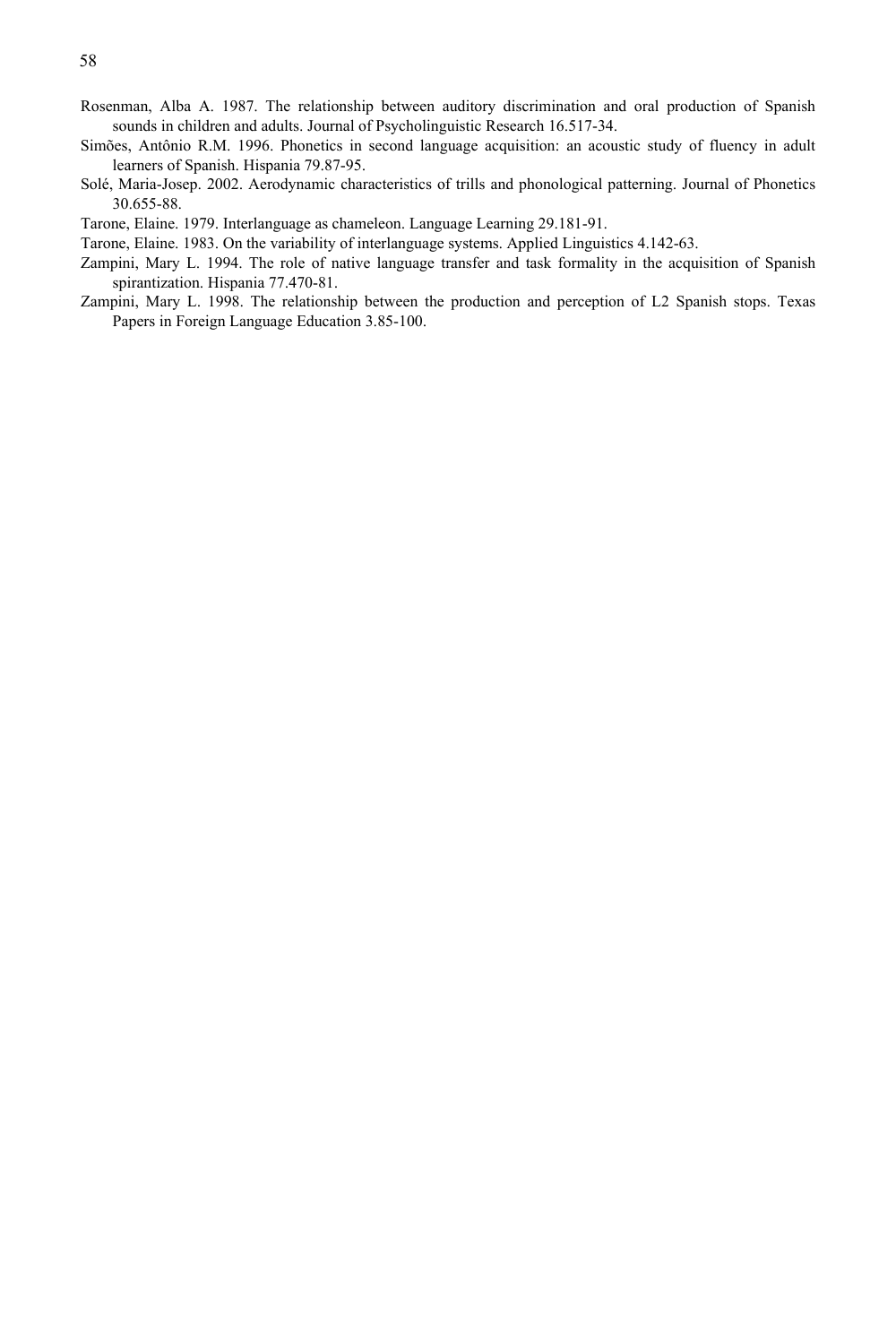Rosenman, Alba A. 1987. The relationship between auditory discrimination and oral production of Spanish sounds in children and adults. Journal of Psycholinguistic Research 16.517-34.

Simões, Antônio R.M. 1996. Phonetics in second language acquisition: an acoustic study of fluency in adult learners of Spanish. Hispania 79.87-95.

Solé, Maria-Josep. 2002. Aerodynamic characteristics of trills and phonological patterning. Journal of Phonetics 30.655-88.

Tarone, Elaine. 1979. Interlanguage as chameleon. Language Learning 29.181-91.

Tarone, Elaine. 1983. On the variability of interlanguage systems. Applied Linguistics 4.142-63.

Zampini, Mary L. 1994. The role of native language transfer and task formality in the acquisition of Spanish spirantization. Hispania 77.470-81.

Zampini, Mary L. 1998. The relationship between the production and perception of L2 Spanish stops. Texas Papers in Foreign Language Education 3.85-100.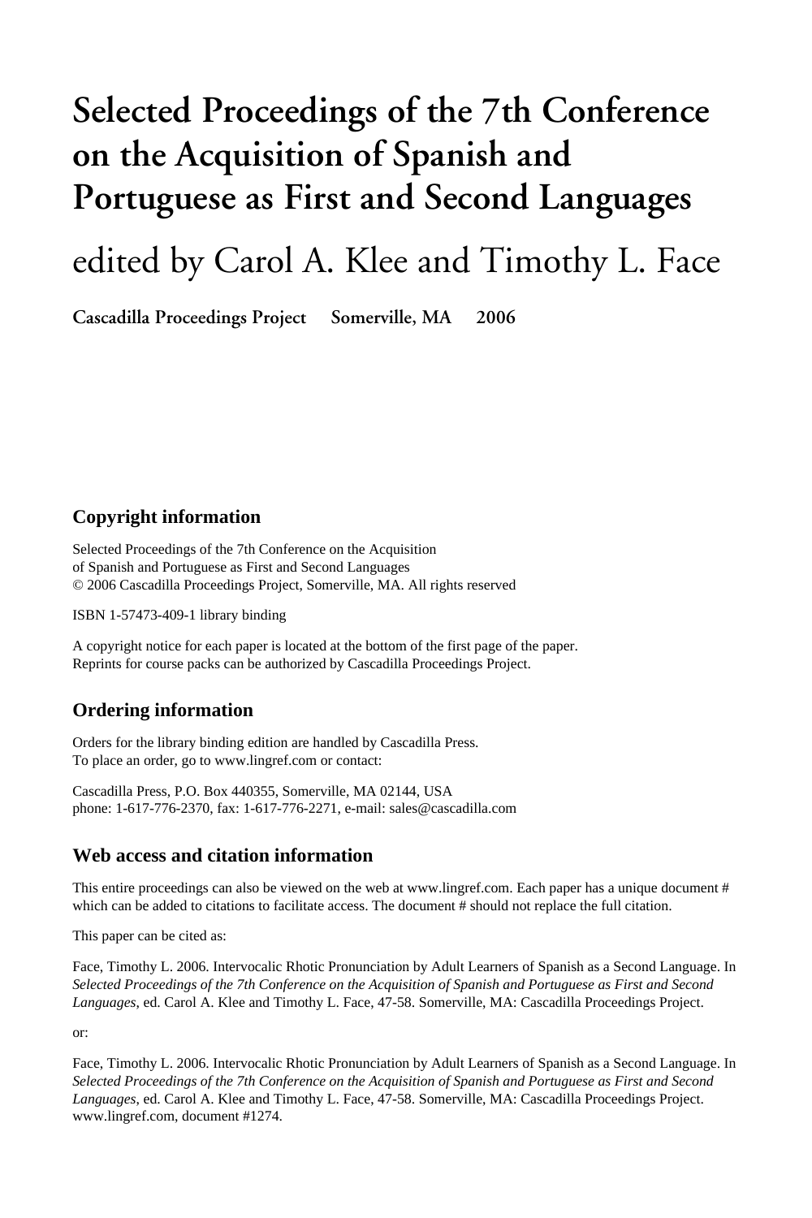# Selected Proceedings of the 7th Conference on the Acquisition of Spanish and Portuguese as First and Second Languages

edited by Carol A. Klee and Timothy L. Face

**Cascadilla Proceedings Project Somerville, MA 2006**

## Copyright information

Selected Proceedings of the 7th Conference on the Acquisition
of Spanish and Portuguese as First and Second Languages
© 2006 Cascadilla Proceedings Project, Somerville, MA. All rights reserved

ISBN 1-57473-409-1 library binding

A copyright notice for each paper is located at the bottom of the first page of the paper.
Reprints for course packs can be authorized by Cascadilla Proceedings Project.

## Ordering information

Orders for the library binding edition are handled by Cascadilla Press.
To place an order, go to www.lingref.com or contact:

Cascadilla Press, P.O. Box 440355, Somerville, MA 02144, USA
phone: 1-617-776-2370, fax: 1-617-776-2271, e-mail: sales@cascadilla.com

## Web access and citation information

This entire proceedings can also be viewed on the web at www.lingref.com. Each paper has a unique document # which can be added to citations to facilitate access. The document # should not replace the full citation.

This paper can be cited as:

Face, Timothy L. 2006. Intervocalic Rhotic Pronunciation by Adult Learners of Spanish as a Second Language. In *Selected Proceedings of the 7th Conference on the Acquisition of Spanish and Portuguese as First and Second Languages*, ed. Carol A. Klee and Timothy L. Face, 47-58. Somerville, MA: Cascadilla Proceedings Project.

or:

Face, Timothy L. 2006. Intervocalic Rhotic Pronunciation by Adult Learners of Spanish as a Second Language. In *Selected Proceedings of the 7th Conference on the Acquisition of Spanish and Portuguese as First and Second Languages*, ed. Carol A. Klee and Timothy L. Face, 47-58. Somerville, MA: Cascadilla Proceedings Project. www.lingref.com, document #1274.